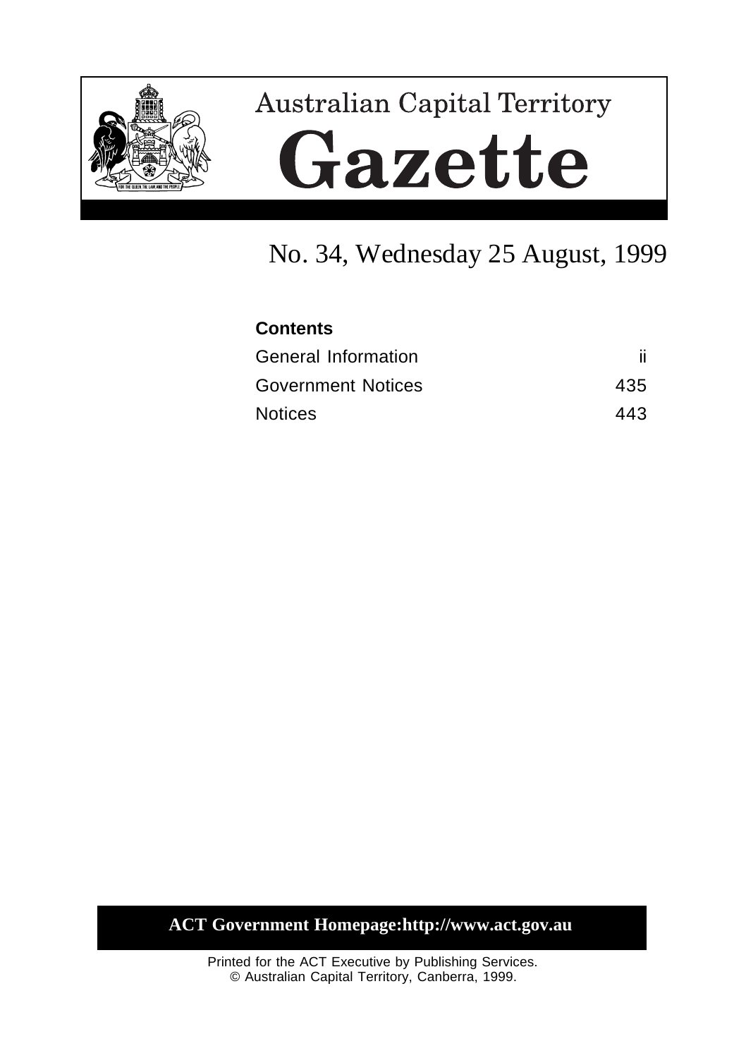Australian Capital Territory

# Gazette

## No. 34, Wednesday 25 August, 1999

**Contents**

| | |
|---|---|
| General Information | ii |
| Government Notices | 435 |
| Notices | 443 |

**ACT Government Homepage:http://www.act.gov.au**

Printed for the ACT Executive by Publishing Services.
© Australian Capital Territory, Canberra, 1999.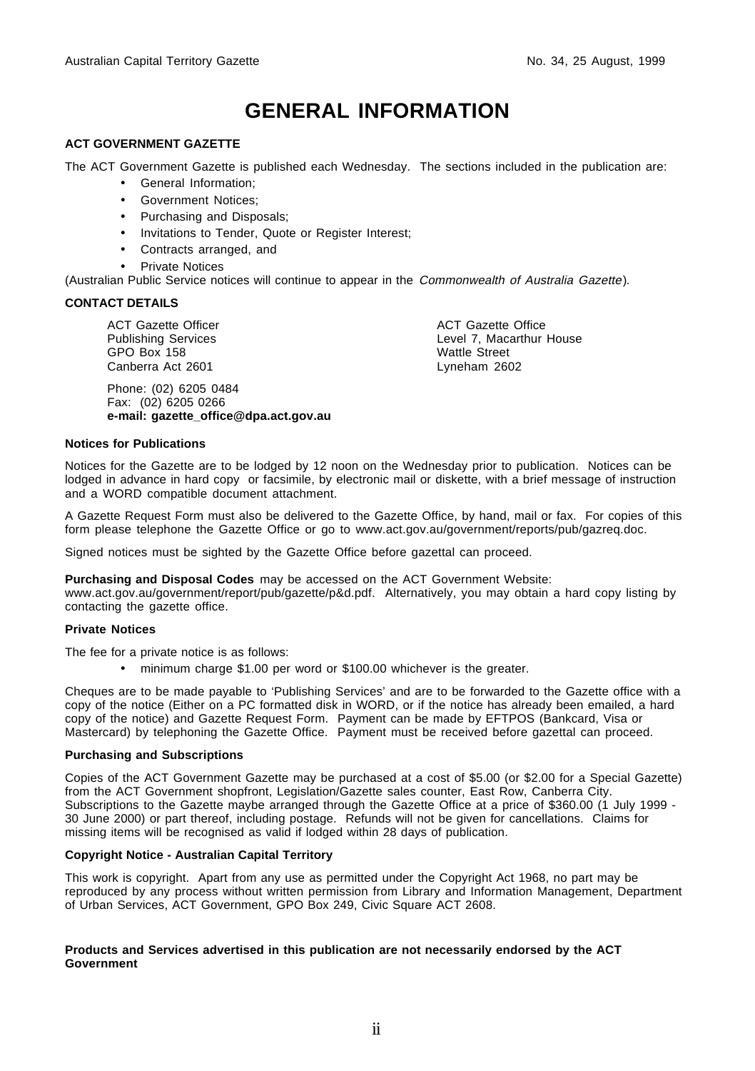# GENERAL INFORMATION

### ACT GOVERNMENT GAZETTE

The ACT Government Gazette is published each Wednesday. The sections included in the publication are:

- General Information;
- Government Notices;
- Purchasing and Disposals;
- Invitations to Tender, Quote or Register Interest;
- Contracts arranged, and
- Private Notices

(Australian Public Service notices will continue to appear in the *Commonwealth of Australia Gazette*).

### CONTACT DETAILS

ACT Gazette Officer
Publishing Services
GPO Box 158
Canberra Act 2601

ACT Gazette Office
Level 7, Macarthur House
Wattle Street
Lyneham 2602

Phone: (02) 6205 0484
Fax: (02) 6205 0266
**e-mail: gazette_office@dpa.act.gov.au**

### Notices for Publications

Notices for the Gazette are to be lodged by 12 noon on the Wednesday prior to publication. Notices can be lodged in advance in hard copy or facsimile, by electronic mail or diskette, with a brief message of instruction and a WORD compatible document attachment.

A Gazette Request Form must also be delivered to the Gazette Office, by hand, mail or fax. For copies of this form please telephone the Gazette Office or go to www.act.gov.au/government/reports/pub/gazreq.doc.

Signed notices must be sighted by the Gazette Office before gazettal can proceed.

**Purchasing and Disposal Codes** may be accessed on the ACT Government Website: www.act.gov.au/government/report/pub/gazette/p&d.pdf. Alternatively, you may obtain a hard copy listing by contacting the gazette office.

### Private Notices

The fee for a private notice is as follows:

- minimum charge $1.00 per word or $100.00 whichever is the greater.

Cheques are to be made payable to 'Publishing Services' and are to be forwarded to the Gazette office with a copy of the notice (Either on a PC formatted disk in WORD, or if the notice has already been emailed, a hard copy of the notice) and Gazette Request Form. Payment can be made by EFTPOS (Bankcard, Visa or Mastercard) by telephoning the Gazette Office. Payment must be received before gazettal can proceed.

### Purchasing and Subscriptions

Copies of the ACT Government Gazette may be purchased at a cost of $5.00 (or $2.00 for a Special Gazette) from the ACT Government shopfront, Legislation/Gazette sales counter, East Row, Canberra City. Subscriptions to the Gazette maybe arranged through the Gazette Office at a price of $360.00 (1 July 1999 - 30 June 2000) or part thereof, including postage. Refunds will not be given for cancellations. Claims for missing items will be recognised as valid if lodged within 28 days of publication.

### Copyright Notice - Australian Capital Territory

This work is copyright. Apart from any use as permitted under the Copyright Act 1968, no part may be reproduced by any process without written permission from Library and Information Management, Department of Urban Services, ACT Government, GPO Box 249, Civic Square ACT 2608.

**Products and Services advertised in this publication are not necessarily endorsed by the ACT Government**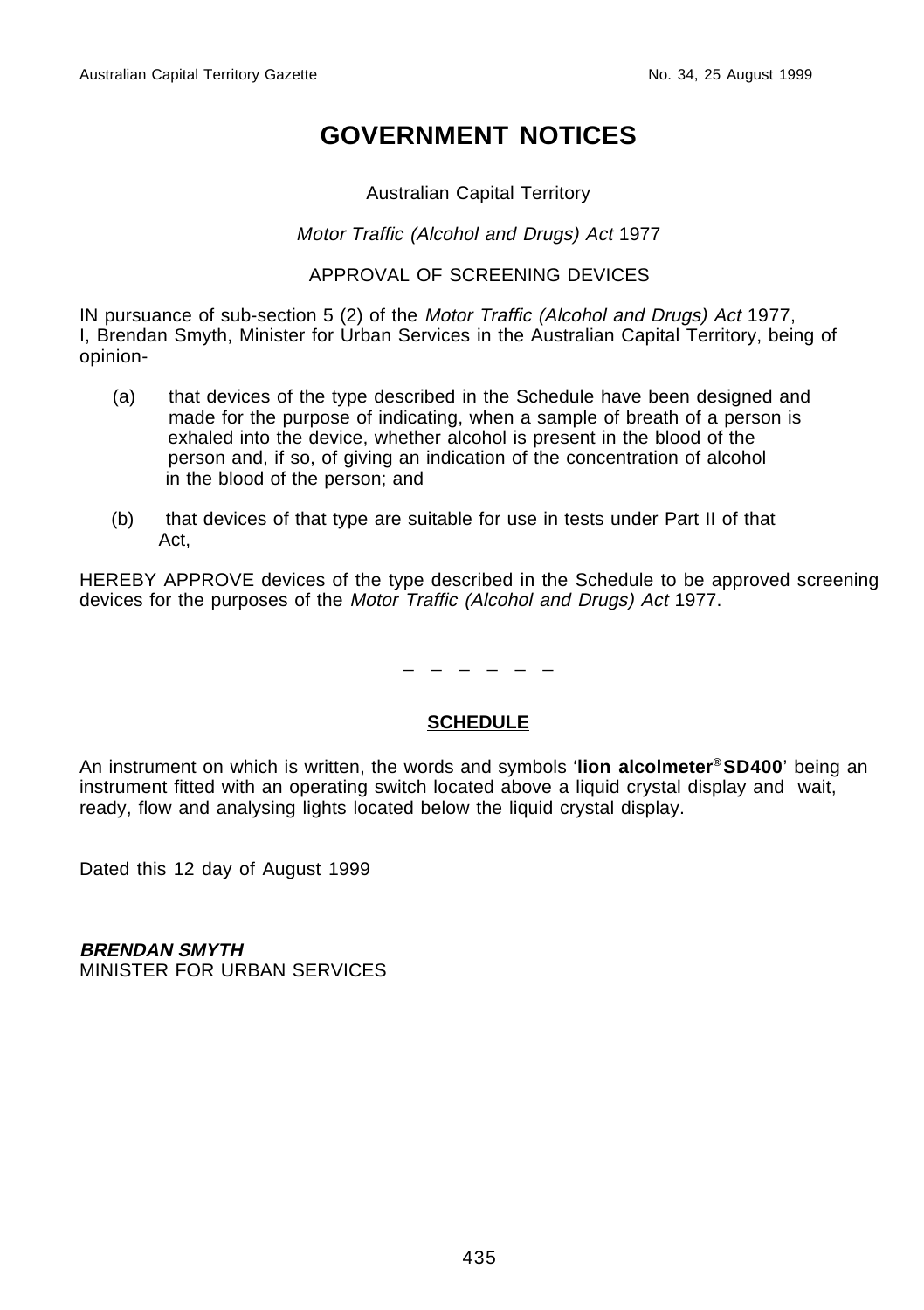# GOVERNMENT NOTICES

Australian Capital Territory

*Motor Traffic (Alcohol and Drugs) Act* 1977

APPROVAL OF SCREENING DEVICES

IN pursuance of sub-section 5 (2) of the *Motor Traffic (Alcohol and Drugs) Act* 1977, I, Brendan Smyth, Minister for Urban Services in the Australian Capital Territory, being of opinion-

(a) that devices of the type described in the Schedule have been designed and made for the purpose of indicating, when a sample of breath of a person is exhaled into the device, whether alcohol is present in the blood of the person and, if so, of giving an indication of the concentration of alcohol in the blood of the person; and

(b) that devices of that type are suitable for use in tests under Part II of that Act,

HEREBY APPROVE devices of the type described in the Schedule to be approved screening devices for the purposes of the *Motor Traffic (Alcohol and Drugs) Act* 1977.

– – – – – –

**SCHEDULE**

An instrument on which is written, the words and symbols '**lion alcolmeter® SD400**' being an instrument fitted with an operating switch located above a liquid crystal display and wait, ready, flow and analysing lights located below the liquid crystal display.

Dated this 12 day of August 1999

***BRENDAN SMYTH***
MINISTER FOR URBAN SERVICES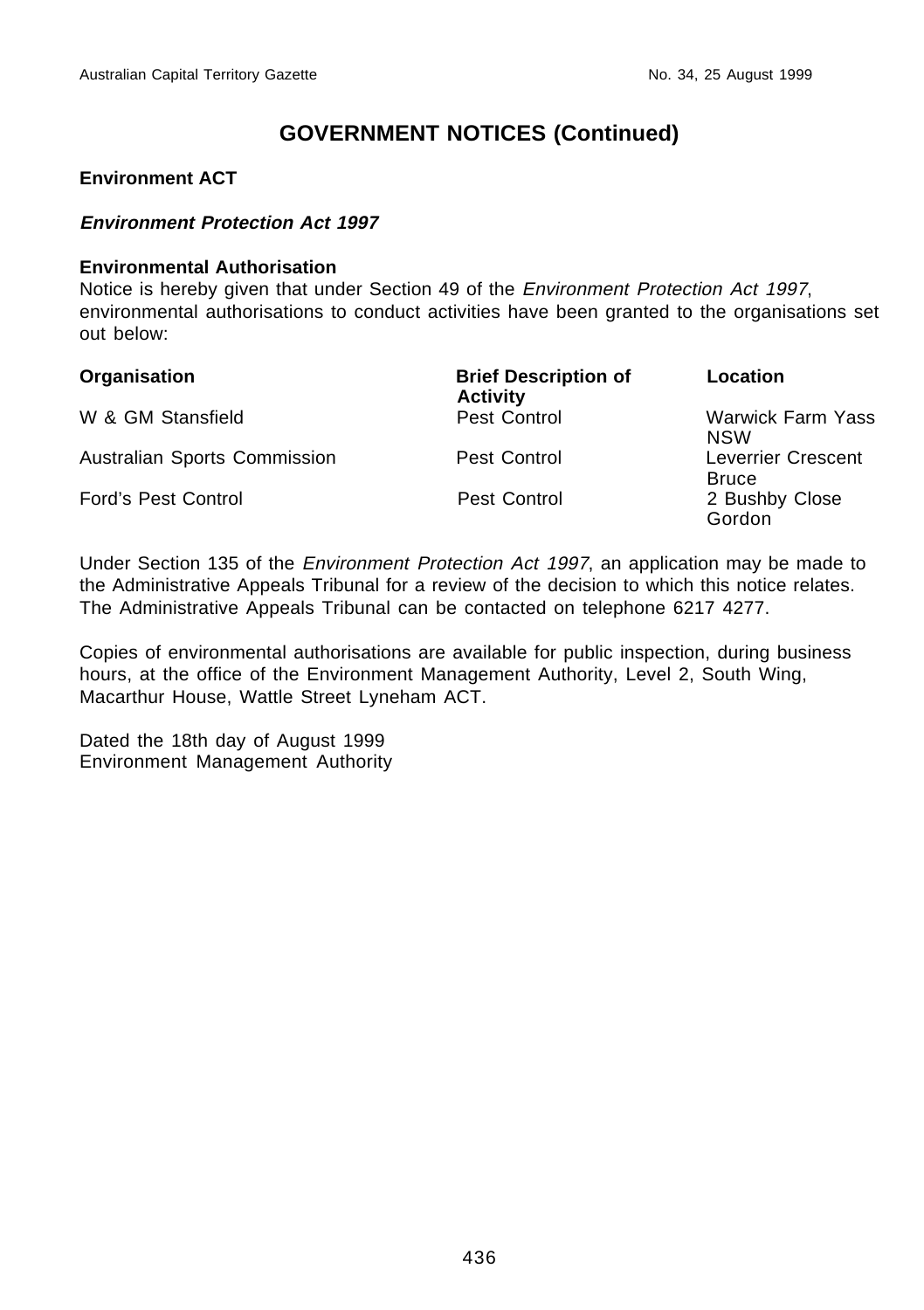## GOVERNMENT NOTICES (Continued)

**Environment ACT**

***Environment Protection Act 1997***

**Environmental Authorisation**

Notice is hereby given that under Section 49 of the *Environment Protection Act 1997*, environmental authorisations to conduct activities have been granted to the organisations set out below:

| Organisation | Brief Description of Activity | Location |
|---|---|---|
| W & GM Stansfield | Pest Control | Warwick Farm Yass NSW |
| Australian Sports Commission | Pest Control | Leverrier Crescent Bruce |
| Ford's Pest Control | Pest Control | 2 Bushby Close Gordon |

Under Section 135 of the *Environment Protection Act 1997*, an application may be made to the Administrative Appeals Tribunal for a review of the decision to which this notice relates. The Administrative Appeals Tribunal can be contacted on telephone 6217 4277.

Copies of environmental authorisations are available for public inspection, during business hours, at the office of the Environment Management Authority, Level 2, South Wing, Macarthur House, Wattle Street Lyneham ACT.

Dated the 18th day of August 1999
Environment Management Authority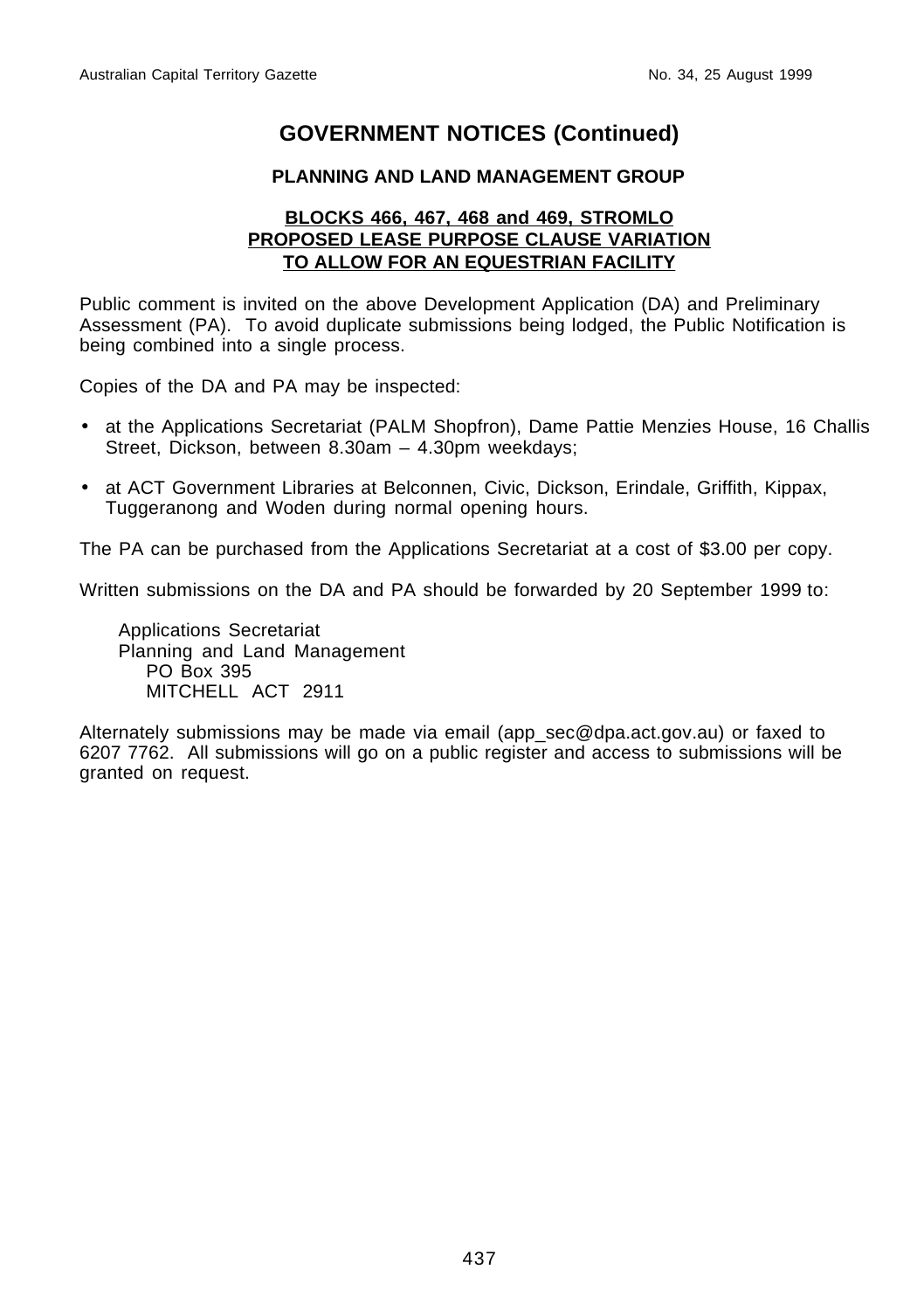# GOVERNMENT NOTICES (Continued)

## PLANNING AND LAND MANAGEMENT GROUP

### BLOCKS 466, 467, 468 and 469, STROMLO PROPOSED LEASE PURPOSE CLAUSE VARIATION TO ALLOW FOR AN EQUESTRIAN FACILITY

Public comment is invited on the above Development Application (DA) and Preliminary Assessment (PA). To avoid duplicate submissions being lodged, the Public Notification is being combined into a single process.

Copies of the DA and PA may be inspected:

- at the Applications Secretariat (PALM Shopfron), Dame Pattie Menzies House, 16 Challis Street, Dickson, between 8.30am – 4.30pm weekdays;
- at ACT Government Libraries at Belconnen, Civic, Dickson, Erindale, Griffith, Kippax, Tuggeranong and Woden during normal opening hours.

The PA can be purchased from the Applications Secretariat at a cost of $3.00 per copy.

Written submissions on the DA and PA should be forwarded by 20 September 1999 to:

Applications Secretariat
Planning and Land Management
PO Box 395
MITCHELL ACT 2911

Alternately submissions may be made via email (app_sec@dpa.act.gov.au) or faxed to 6207 7762. All submissions will go on a public register and access to submissions will be granted on request.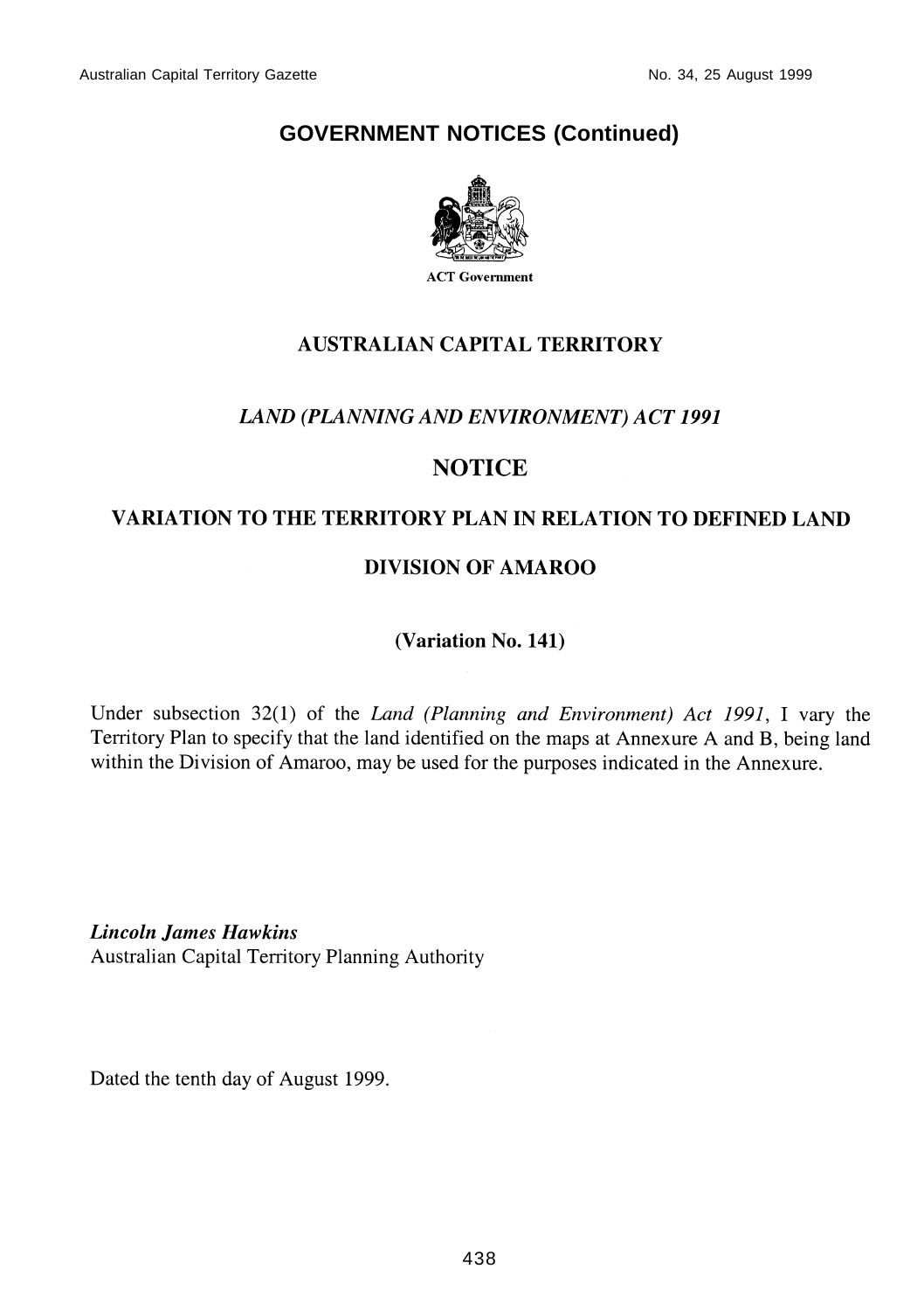## GOVERNMENT NOTICES (Continued)

ACT Government

### AUSTRALIAN CAPITAL TERRITORY

### *LAND (PLANNING AND ENVIRONMENT) ACT 1991*

## NOTICE

### VARIATION TO THE TERRITORY PLAN IN RELATION TO DEFINED LAND

### DIVISION OF AMAROO

**(Variation No. 141)**

Under subsection 32(1) of the *Land (Planning and Environment) Act 1991*, I vary the Territory Plan to specify that the land identified on the maps at Annexure A and B, being land within the Division of Amaroo, may be used for the purposes indicated in the Annexure.

***Lincoln James Hawkins***
Australian Capital Territory Planning Authority

Dated the tenth day of August 1999.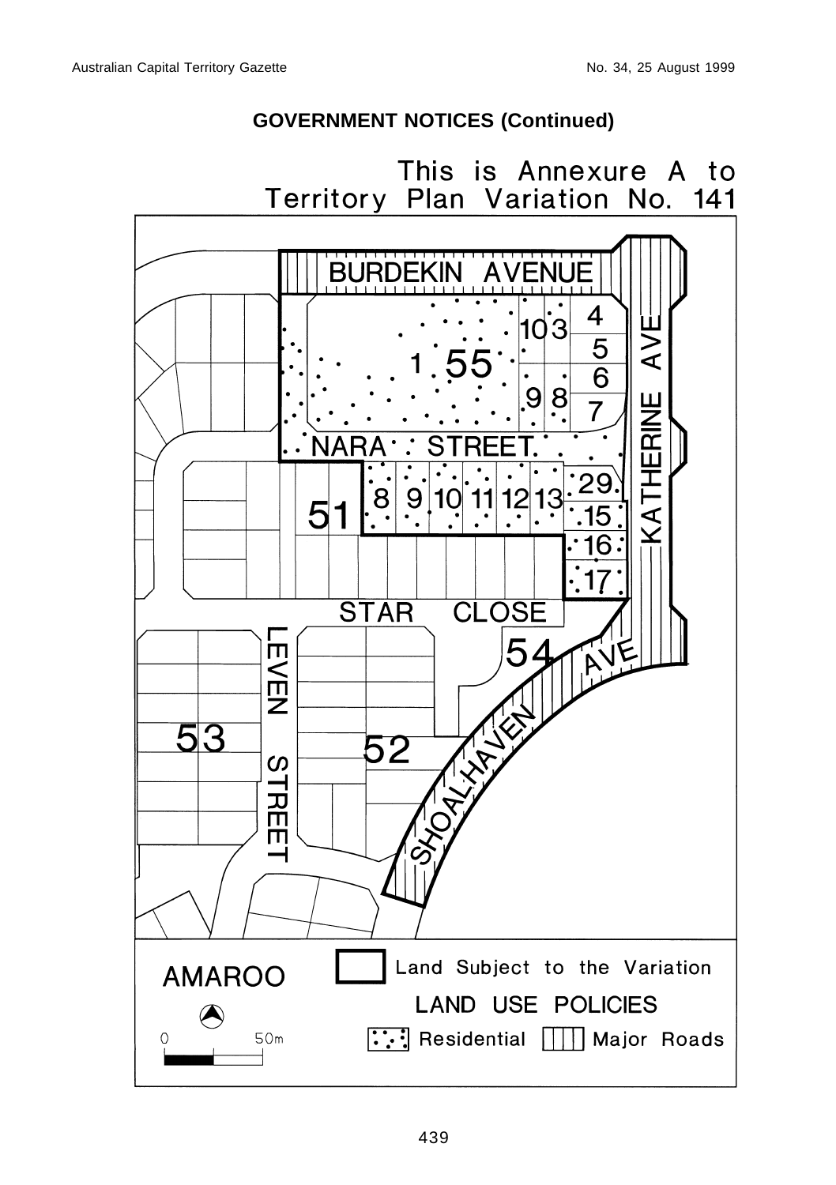**GOVERNMENT NOTICES (Continued)**

This is Annexure A to
Territory Plan Variation No. 141

BURDEKIN AVENUE

KATHERINE AVE

NARA STREET

STAR CLOSE

LEVEN STREET

SHOALHAVEN AVE

55 — 1, 3, 4, 5, 6, 7, 8, 9, 10

51 — 8, 9, 10, 11, 12, 13, 29, 15, 16, 17

54

53

52

AMAROO

0 50m

Land Subject to the Variation

LAND USE POLICIES

Residential

Major Roads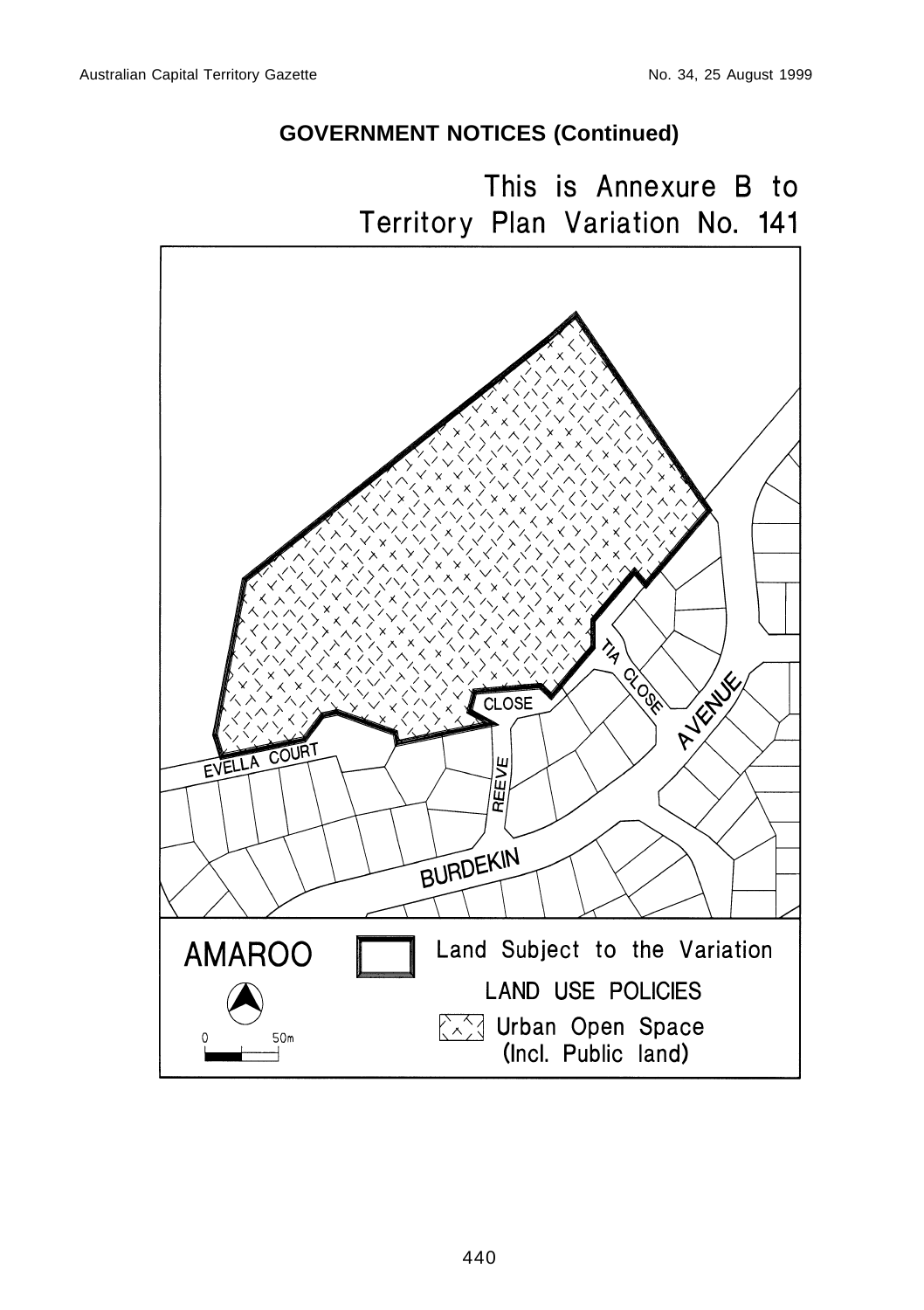## GOVERNMENT NOTICES (Continued)

This is Annexure B to
Territory Plan Variation No. 141

TIA CLOSE

CLOSE

AVENUE

EVELLA COURT

REEVE

BURDEKIN

AMAROO

0 50m

Land Subject to the Variation

LAND USE POLICIES

Urban Open Space
(Incl. Public land)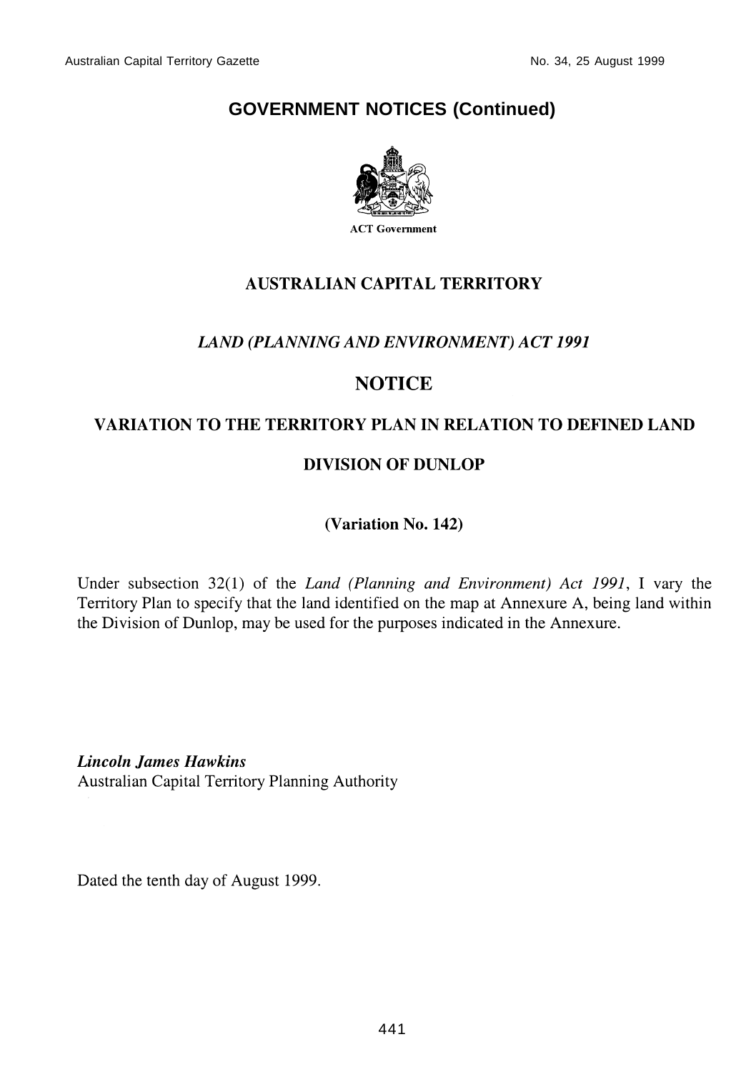# GOVERNMENT NOTICES (Continued)

ACT Government

## AUSTRALIAN CAPITAL TERRITORY

### *LAND (PLANNING AND ENVIRONMENT) ACT 1991*

## NOTICE

### VARIATION TO THE TERRITORY PLAN IN RELATION TO DEFINED LAND

### DIVISION OF DUNLOP

**(Variation No. 142)**

Under subsection 32(1) of the *Land (Planning and Environment) Act 1991*, I vary the Territory Plan to specify that the land identified on the map at Annexure A, being land within the Division of Dunlop, may be used for the purposes indicated in the Annexure.

***Lincoln James Hawkins***
Australian Capital Territory Planning Authority

Dated the tenth day of August 1999.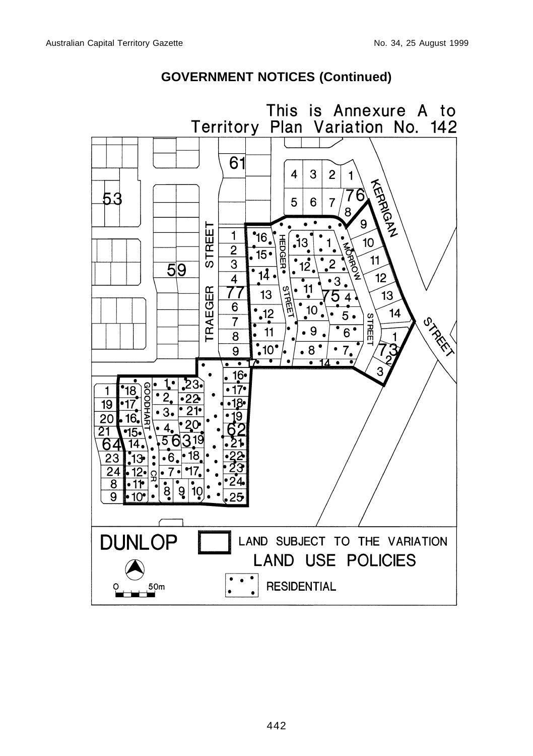## GOVERNMENT NOTICES (Continued)

This is Annexure A to Territory Plan Variation No. 142

DUNLOP

LAND SUBJECT TO THE VARIATION

LAND USE POLICIES

RESIDENTIAL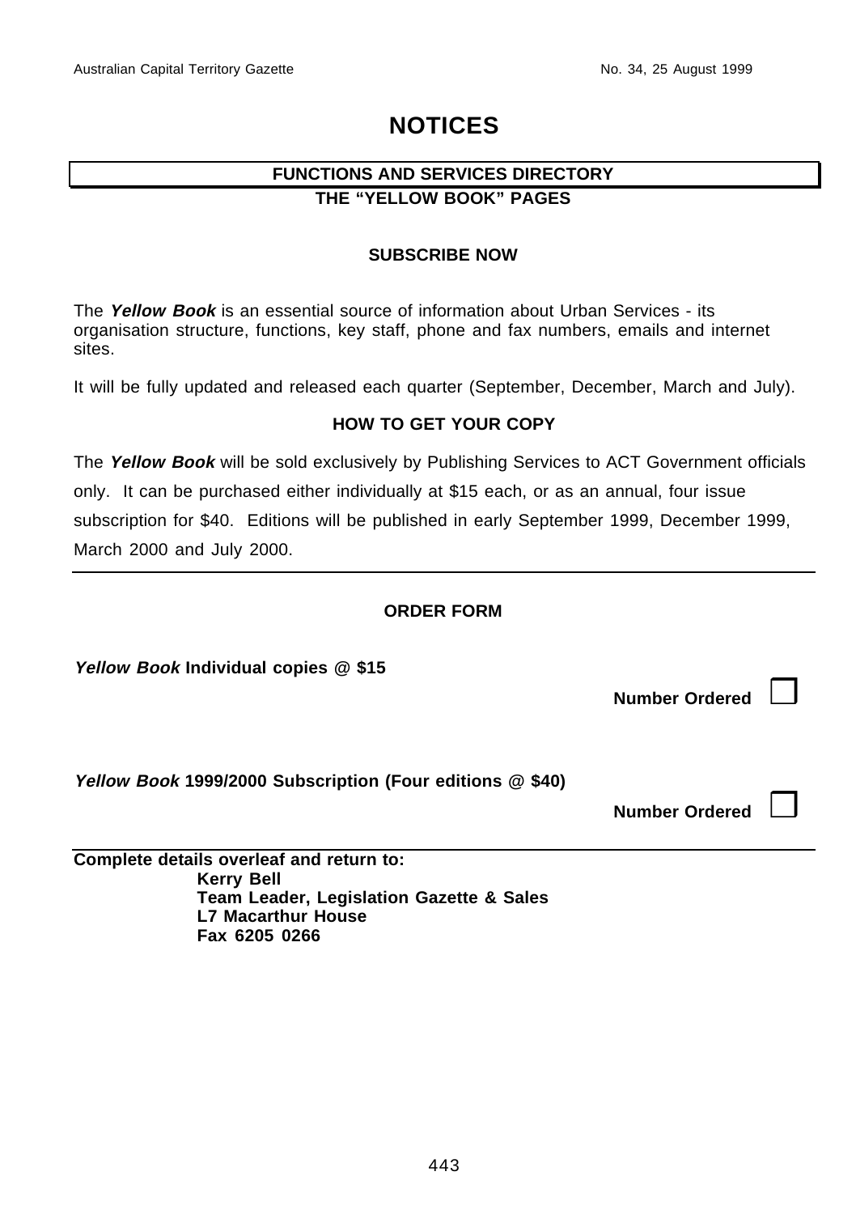# NOTICES

**FUNCTIONS AND SERVICES DIRECTORY**

**THE "YELLOW BOOK" PAGES**

**SUBSCRIBE NOW**

The ***Yellow Book*** is an essential source of information about Urban Services - its organisation structure, functions, key staff, phone and fax numbers, emails and internet sites.

It will be fully updated and released each quarter (September, December, March and July).

**HOW TO GET YOUR COPY**

The ***Yellow Book*** will be sold exclusively by Publishing Services to ACT Government officials only. It can be purchased either individually at $15 each, or as an annual, four issue subscription for $40. Editions will be published in early September 1999, December 1999, March 2000 and July 2000.

---

**ORDER FORM**

***Yellow Book*** **Individual copies @ $15**

**Number Ordered** ☐

***Yellow Book*** **1999/2000 Subscription (Four editions @ $40)**

**Number Ordered** ☐

---

**Complete details overleaf and return to:**

**Kerry Bell**
**Team Leader, Legislation Gazette & Sales**
**L7 Macarthur House**
**Fax 6205 0266**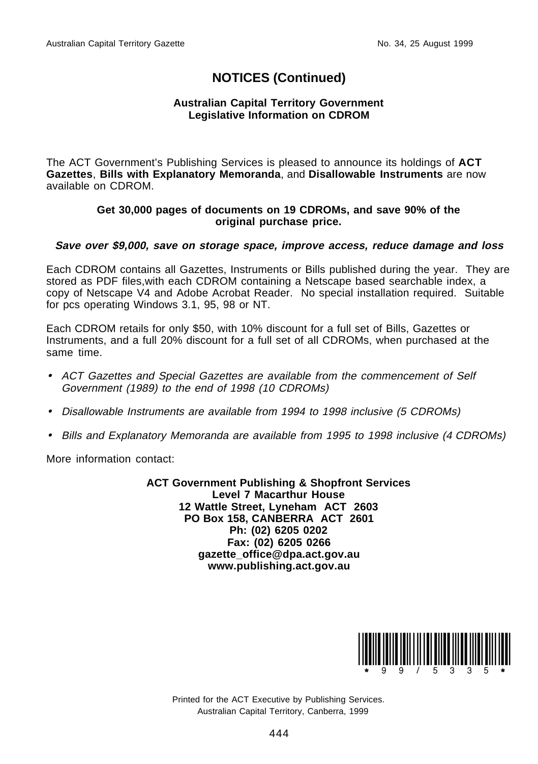# NOTICES (Continued)

**Australian Capital Territory Government**
**Legislative Information on CDROM**

The ACT Government's Publishing Services is pleased to announce its holdings of **ACT Gazettes**, **Bills with Explanatory Memoranda**, and **Disallowable Instruments** are now available on CDROM.

**Get 30,000 pages of documents on 19 CDROMs, and save 90% of the original purchase price.**

***Save over $9,000, save on storage space, improve access, reduce damage and loss***

Each CDROM contains all Gazettes, Instruments or Bills published during the year. They are stored as PDF files,with each CDROM containing a Netscape based searchable index, a copy of Netscape V4 and Adobe Acrobat Reader. No special installation required. Suitable for pcs operating Windows 3.1, 95, 98 or NT.

Each CDROM retails for only $50, with 10% discount for a full set of Bills, Gazettes or Instruments, and a full 20% discount for a full set of all CDROMs, when purchased at the same time.

- *ACT Gazettes and Special Gazettes are available from the commencement of Self Government (1989) to the end of 1998 (10 CDROMs)*
- *Disallowable Instruments are available from 1994 to 1998 inclusive (5 CDROMs)*
- *Bills and Explanatory Memoranda are available from 1995 to 1998 inclusive (4 CDROMs)*

More information contact:

**ACT Government Publishing & Shopfront Services**
**Level 7 Macarthur House**
**12 Wattle Street, Lyneham ACT 2603**
**PO Box 158, CANBERRA ACT 2601**
**Ph: (02) 6205 0202**
**Fax: (02) 6205 0266**
**gazette_office@dpa.act.gov.au**
**www.publishing.act.gov.au**

*99/5335*

Printed for the ACT Executive by Publishing Services.
Australian Capital Territory, Canberra, 1999